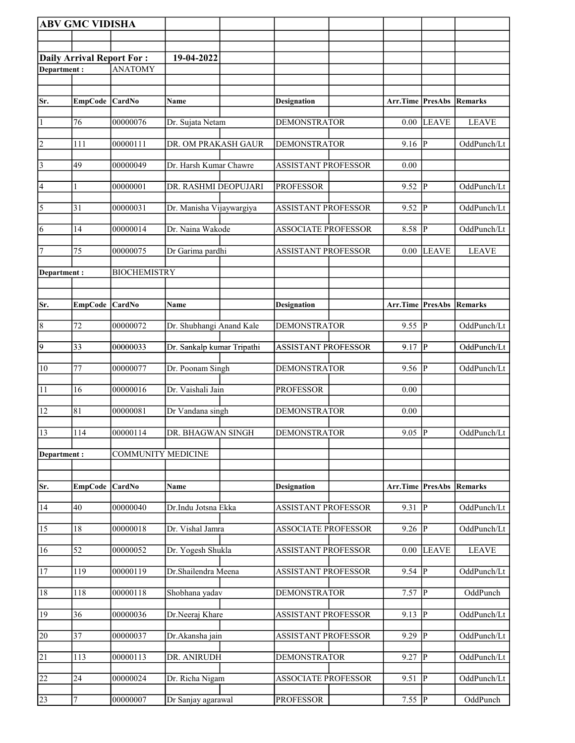**ABV GMC VIDISHA**

**Daily Arrival Report For : 19-04-2022**

**Department :** ANATOMY

| Sr. | EmpCode | CardNo | Name | Designation | Arr.Time | PresAbs | Remarks |
|---|---|---|---|---|---|---|---|
| 1 | 76 | 00000076 | Dr. Sujata Netam | DEMONSTRATOR | 0.00 | LEAVE | LEAVE |
| 2 | 111 | 00000111 | DR. OM PRAKASH GAUR | DEMONSTRATOR | 9.16 | P | OddPunch/Lt |
| 3 | 49 | 00000049 | Dr. Harsh Kumar Chawre | ASSISTANT PROFESSOR | 0.00 | | |
| 4 | 1 | 00000001 | DR. RASHMI DEOPUJARI | PROFESSOR | 9.52 | P | OddPunch/Lt |
| 5 | 31 | 00000031 | Dr. Manisha Vijaywargiya | ASSISTANT PROFESSOR | 9.52 | P | OddPunch/Lt |
| 6 | 14 | 00000014 | Dr. Naina Wakode | ASSOCIATE PROFESSOR | 8.58 | P | OddPunch/Lt |
| 7 | 75 | 00000075 | Dr Garima pardhi | ASSISTANT PROFESSOR | 0.00 | LEAVE | LEAVE |

**Department :** BIOCHEMISTRY

| Sr. | EmpCode | CardNo | Name | Designation | Arr.Time | PresAbs | Remarks |
|---|---|---|---|---|---|---|---|
| 8 | 72 | 00000072 | Dr. Shubhangi Anand Kale | DEMONSTRATOR | 9.55 | P | OddPunch/Lt |
| 9 | 33 | 00000033 | Dr. Sankalp kumar Tripathi | ASSISTANT PROFESSOR | 9.17 | P | OddPunch/Lt |
| 10 | 77 | 00000077 | Dr. Poonam Singh | DEMONSTRATOR | 9.56 | P | OddPunch/Lt |
| 11 | 16 | 00000016 | Dr. Vaishali Jain | PROFESSOR | 0.00 | | |
| 12 | 81 | 00000081 | Dr Vandana singh | DEMONSTRATOR | 0.00 | | |
| 13 | 114 | 00000114 | DR. BHAGWAN SINGH | DEMONSTRATOR | 9.05 | P | OddPunch/Lt |

**Department :** COMMUNITY MEDICINE

| Sr. | EmpCode | CardNo | Name | Designation | Arr.Time | PresAbs | Remarks |
|---|---|---|---|---|---|---|---|
| 14 | 40 | 00000040 | Dr.Indu Jotsna Ekka | ASSISTANT PROFESSOR | 9.31 | P | OddPunch/Lt |
| 15 | 18 | 00000018 | Dr. Vishal Jamra | ASSOCIATE PROFESSOR | 9.26 | P | OddPunch/Lt |
| 16 | 52 | 00000052 | Dr. Yogesh Shukla | ASSISTANT PROFESSOR | 0.00 | LEAVE | LEAVE |
| 17 | 119 | 00000119 | Dr.Shailendra Meena | ASSISTANT PROFESSOR | 9.54 | P | OddPunch/Lt |
| 18 | 118 | 00000118 | Shobhana yadav | DEMONSTRATOR | 7.57 | P | OddPunch |
| 19 | 36 | 00000036 | Dr.Neeraj Khare | ASSISTANT PROFESSOR | 9.13 | P | OddPunch/Lt |
| 20 | 37 | 00000037 | Dr.Akansha jain | ASSISTANT PROFESSOR | 9.29 | P | OddPunch/Lt |
| 21 | 113 | 00000113 | DR. ANIRUDH | DEMONSTRATOR | 9.27 | P | OddPunch/Lt |
| 22 | 24 | 00000024 | Dr. Richa Nigam | ASSOCIATE PROFESSOR | 9.51 | P | OddPunch/Lt |
| 23 | 7 | 00000007 | Dr Sanjay agarawal | PROFESSOR | 7.55 | P | OddPunch |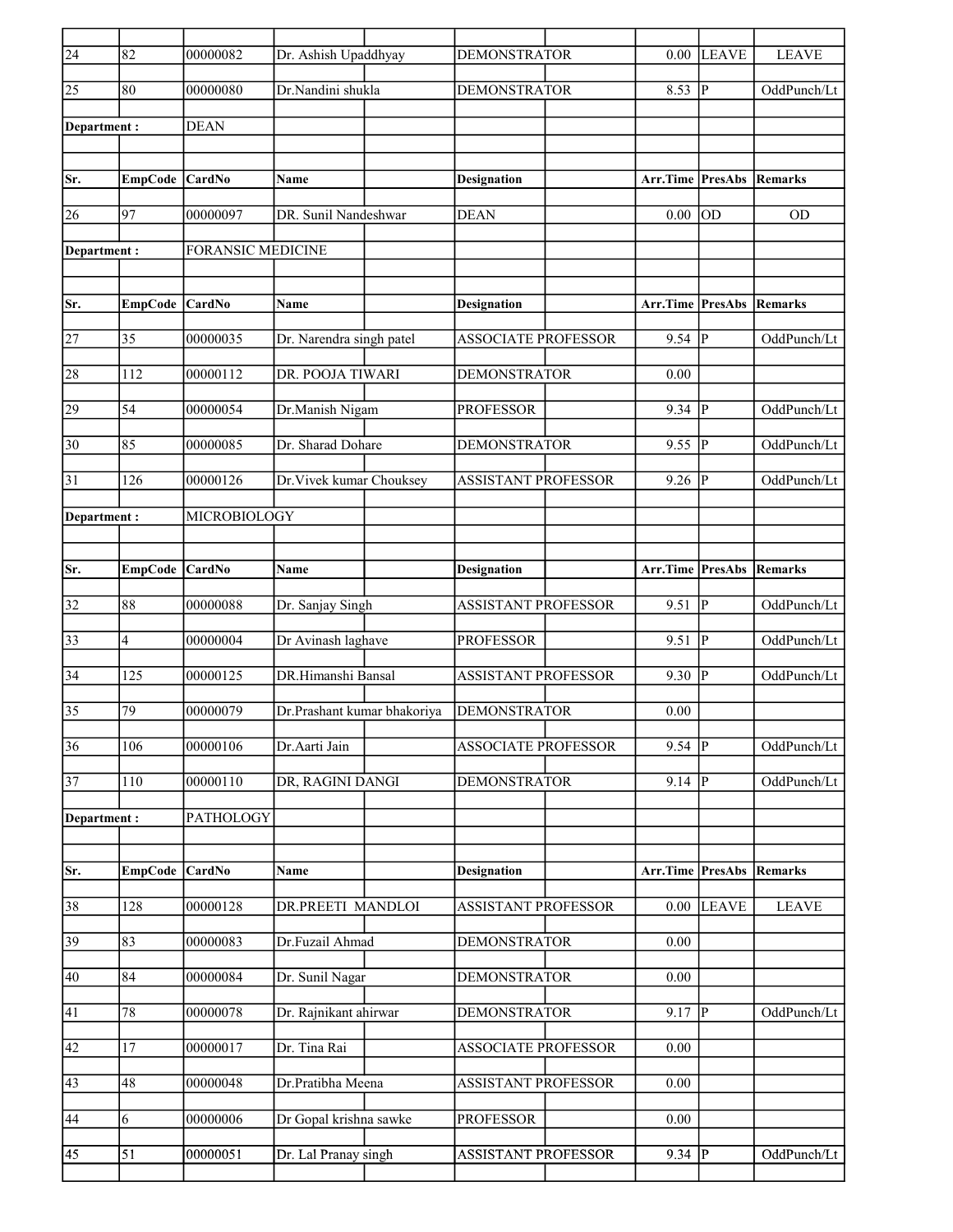| Sr. | EmpCode | CardNo | Name | Designation | Arr.Time | PresAbs | Remarks |
|---|---|---|---|---|---|---|---|
| 24 | 82 | 00000082 | Dr. Ashish Upaddhyay | DEMONSTRATOR | 0.00 | LEAVE | LEAVE |
| 25 | 80 | 00000080 | Dr.Nandini shukla | DEMONSTRATOR | 8.53 | P | OddPunch/Lt |

**Department :** DEAN

| Sr. | EmpCode | CardNo | Name | Designation | Arr.Time | PresAbs | Remarks |
|---|---|---|---|---|---|---|---|
| 26 | 97 | 00000097 | DR. Sunil Nandeshwar | DEAN | 0.00 | OD | OD |

**Department :** FORANSIC MEDICINE

| Sr. | EmpCode | CardNo | Name | Designation | Arr.Time | PresAbs | Remarks |
|---|---|---|---|---|---|---|---|
| 27 | 35 | 00000035 | Dr. Narendra singh patel | ASSOCIATE PROFESSOR | 9.54 | P | OddPunch/Lt |
| 28 | 112 | 00000112 | DR. POOJA TIWARI | DEMONSTRATOR | 0.00 | | |
| 29 | 54 | 00000054 | Dr.Manish Nigam | PROFESSOR | 9.34 | P | OddPunch/Lt |
| 30 | 85 | 00000085 | Dr. Sharad Dohare | DEMONSTRATOR | 9.55 | P | OddPunch/Lt |
| 31 | 126 | 00000126 | Dr.Vivek kumar Chouksey | ASSISTANT PROFESSOR | 9.26 | P | OddPunch/Lt |

**Department :** MICROBIOLOGY

| Sr. | EmpCode | CardNo | Name | Designation | Arr.Time | PresAbs | Remarks |
|---|---|---|---|---|---|---|---|
| 32 | 88 | 00000088 | Dr. Sanjay Singh | ASSISTANT PROFESSOR | 9.51 | P | OddPunch/Lt |
| 33 | 4 | 00000004 | Dr Avinash laghave | PROFESSOR | 9.51 | P | OddPunch/Lt |
| 34 | 125 | 00000125 | DR.Himanshi Bansal | ASSISTANT PROFESSOR | 9.30 | P | OddPunch/Lt |
| 35 | 79 | 00000079 | Dr.Prashant kumar bhakoriya | DEMONSTRATOR | 0.00 | | |
| 36 | 106 | 00000106 | Dr.Aarti Jain | ASSOCIATE PROFESSOR | 9.54 | P | OddPunch/Lt |
| 37 | 110 | 00000110 | DR, RAGINI DANGI | DEMONSTRATOR | 9.14 | P | OddPunch/Lt |

**Department :** PATHOLOGY

| Sr. | EmpCode | CardNo | Name | Designation | Arr.Time | PresAbs | Remarks |
|---|---|---|---|---|---|---|---|
| 38 | 128 | 00000128 | DR.PREETI MANDLOI | ASSISTANT PROFESSOR | 0.00 | LEAVE | LEAVE |
| 39 | 83 | 00000083 | Dr.Fuzail Ahmad | DEMONSTRATOR | 0.00 | | |
| 40 | 84 | 00000084 | Dr. Sunil Nagar | DEMONSTRATOR | 0.00 | | |
| 41 | 78 | 00000078 | Dr. Rajnikant ahirwar | DEMONSTRATOR | 9.17 | P | OddPunch/Lt |
| 42 | 17 | 00000017 | Dr. Tina Rai | ASSOCIATE PROFESSOR | 0.00 | | |
| 43 | 48 | 00000048 | Dr.Pratibha Meena | ASSISTANT PROFESSOR | 0.00 | | |
| 44 | 6 | 00000006 | Dr Gopal krishna sawke | PROFESSOR | 0.00 | | |
| 45 | 51 | 00000051 | Dr. Lal Pranay singh | ASSISTANT PROFESSOR | 9.34 | P | OddPunch/Lt |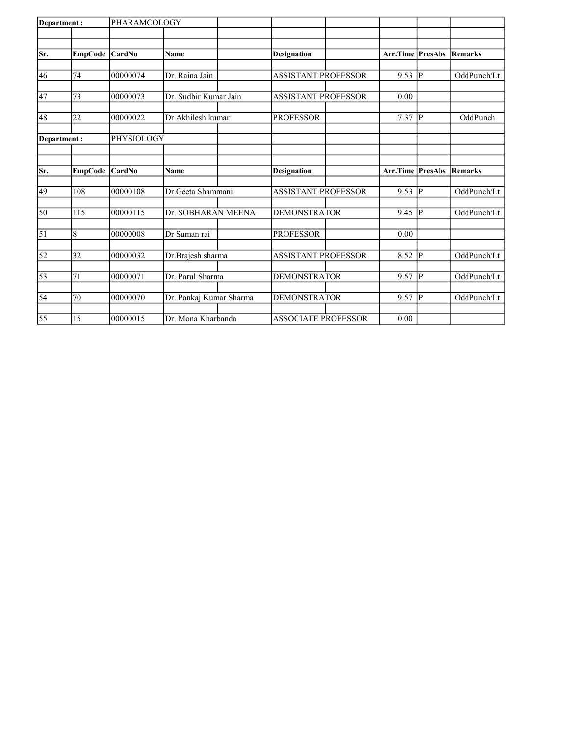| Department : | | PHARAMCOLOGY | | | | | | | |
|---|---|---|---|---|---|---|---|---|---|
| | | | | | | | | | |
| | | | | | | | | | |
| **Sr.** | **EmpCode** | **CardNo** | **Name** | | **Designation** | | **Arr.Time** | **PresAbs** | **Remarks** |
| | | | | | | | | | |
| 46 | 74 | 00000074 | Dr. Raina Jain | | ASSISTANT PROFESSOR | | 9.53 | P | OddPunch/Lt |
| | | | | | | | | | |
| 47 | 73 | 00000073 | Dr. Sudhir Kumar Jain | | ASSISTANT PROFESSOR | | 0.00 | | |
| | | | | | | | | | |
| 48 | 22 | 00000022 | Dr Akhilesh kumar | | PROFESSOR | | 7.37 | P | OddPunch |
| | | | | | | | | | |
| **Department :** | | PHYSIOLOGY | | | | | | | |
| | | | | | | | | | |
| | | | | | | | | | |
| **Sr.** | **EmpCode** | **CardNo** | **Name** | | **Designation** | | **Arr.Time** | **PresAbs** | **Remarks** |
| | | | | | | | | | |
| 49 | 108 | 00000108 | Dr.Geeta Shammani | | ASSISTANT PROFESSOR | | 9.53 | P | OddPunch/Lt |
| | | | | | | | | | |
| 50 | 115 | 00000115 | Dr. SOBHARAN MEENA | | DEMONSTRATOR | | 9.45 | P | OddPunch/Lt |
| | | | | | | | | | |
| 51 | 8 | 00000008 | Dr Suman rai | | PROFESSOR | | 0.00 | | |
| | | | | | | | | | |
| 52 | 32 | 00000032 | Dr.Brajesh sharma | | ASSISTANT PROFESSOR | | 8.52 | P | OddPunch/Lt |
| | | | | | | | | | |
| 53 | 71 | 00000071 | Dr. Parul Sharma | | DEMONSTRATOR | | 9.57 | P | OddPunch/Lt |
| | | | | | | | | | |
| 54 | 70 | 00000070 | Dr. Pankaj Kumar Sharma | | DEMONSTRATOR | | 9.57 | P | OddPunch/Lt |
| | | | | | | | | | |
| 55 | 15 | 00000015 | Dr. Mona Kharbanda | | ASSOCIATE PROFESSOR | | 0.00 | | |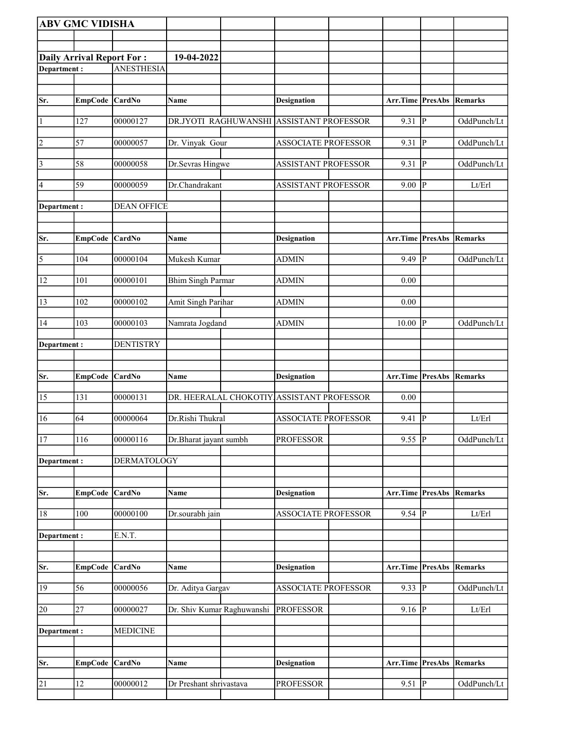**ABV GMC VIDISHA**

**Daily Arrival Report For :** **19-04-2022**

**Department :** ANESTHESIA

| Sr. | EmpCode | CardNo | Name | Designation | Arr.Time | PresAbs | Remarks |
|---|---|---|---|---|---|---|---|
| 1 | 127 | 00000127 | DR.JYOTI RAGHUWANSHI | ASSISTANT PROFESSOR | 9.31 | P | OddPunch/Lt |
| 2 | 57 | 00000057 | Dr. Vinyak Gour | ASSOCIATE PROFESSOR | 9.31 | P | OddPunch/Lt |
| 3 | 58 | 00000058 | Dr.Sevras Hingwe | ASSISTANT PROFESSOR | 9.31 | P | OddPunch/Lt |
| 4 | 59 | 00000059 | Dr.Chandrakant | ASSISTANT PROFESSOR | 9.00 | P | Lt/Erl |

**Department :** DEAN OFFICE

| Sr. | EmpCode | CardNo | Name | Designation | Arr.Time | PresAbs | Remarks |
|---|---|---|---|---|---|---|---|
| 5 | 104 | 00000104 | Mukesh Kumar | ADMIN | 9.49 | P | OddPunch/Lt |
| 12 | 101 | 00000101 | Bhim Singh Parmar | ADMIN | 0.00 | | |
| 13 | 102 | 00000102 | Amit Singh Parihar | ADMIN | 0.00 | | |
| 14 | 103 | 00000103 | Namrata Jogdand | ADMIN | 10.00 | P | OddPunch/Lt |

**Department :** DENTISTRY

| Sr. | EmpCode | CardNo | Name | Designation | Arr.Time | PresAbs | Remarks |
|---|---|---|---|---|---|---|---|
| 15 | 131 | 00000131 | DR. HEERALAL CHOKOTIY | ASSISTANT PROFESSOR | 0.00 | | |
| 16 | 64 | 00000064 | Dr.Rishi Thukral | ASSOCIATE PROFESSOR | 9.41 | P | Lt/Erl |
| 17 | 116 | 00000116 | Dr.Bharat jayant sumbh | PROFESSOR | 9.55 | P | OddPunch/Lt |

**Department :** DERMATOLOGY

| Sr. | EmpCode | CardNo | Name | Designation | Arr.Time | PresAbs | Remarks |
|---|---|---|---|---|---|---|---|
| 18 | 100 | 00000100 | Dr.sourabh jain | ASSOCIATE PROFESSOR | 9.54 | P | Lt/Erl |

**Department :** E.N.T.

| Sr. | EmpCode | CardNo | Name | Designation | Arr.Time | PresAbs | Remarks |
|---|---|---|---|---|---|---|---|
| 19 | 56 | 00000056 | Dr. Aditya Gargav | ASSOCIATE PROFESSOR | 9.33 | P | OddPunch/Lt |
| 20 | 27 | 00000027 | Dr. Shiv Kumar Raghuwanshi | PROFESSOR | 9.16 | P | Lt/Erl |

**Department :** MEDICINE

| Sr. | EmpCode | CardNo | Name | Designation | Arr.Time | PresAbs | Remarks |
|---|---|---|---|---|---|---|---|
| 21 | 12 | 00000012 | Dr Preshant shrivastava | PROFESSOR | 9.51 | P | OddPunch/Lt |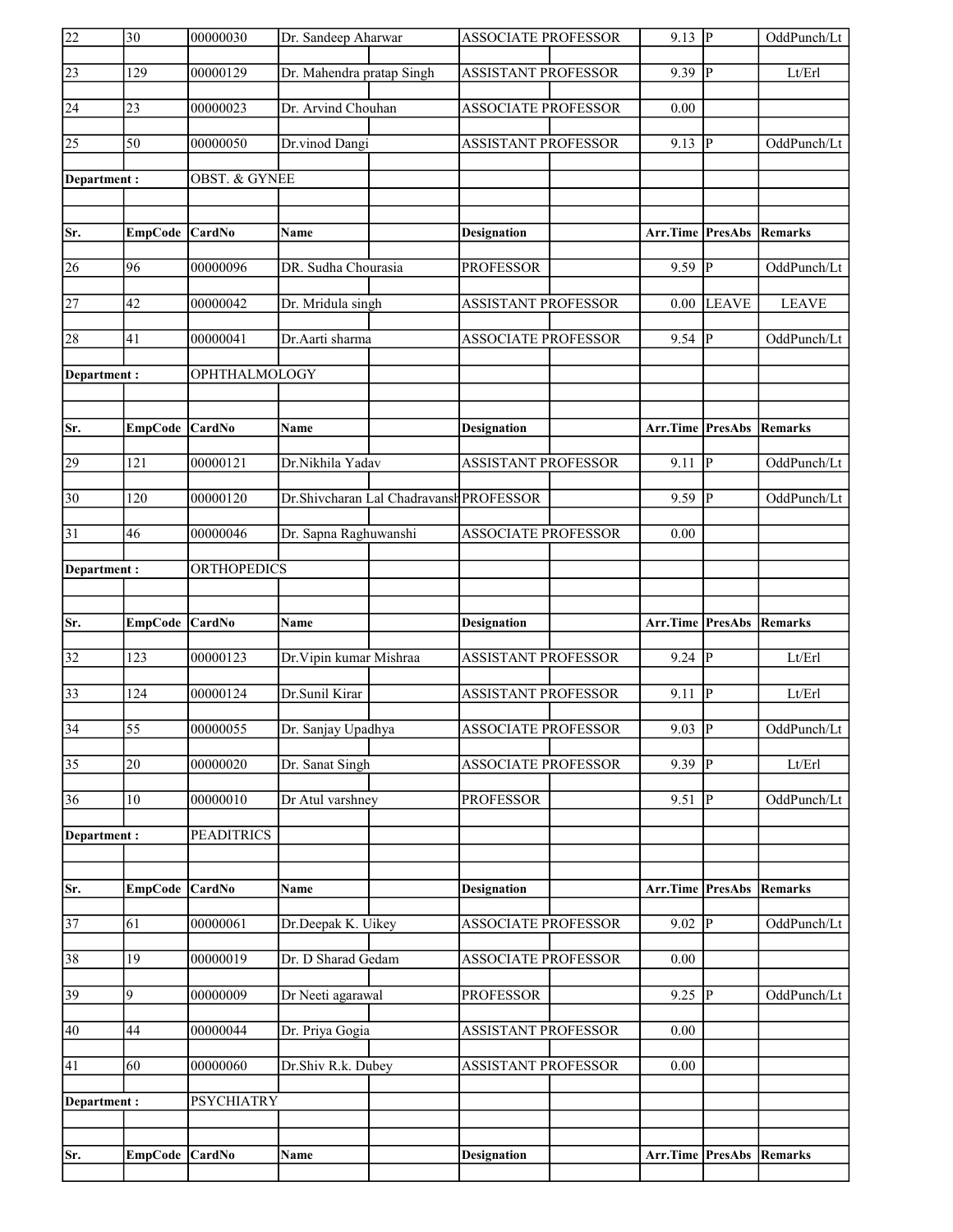| Sr. | EmpCode | CardNo | Name | Designation | Arr.Time | PresAbs | Remarks |
|---|---|---|---|---|---|---|---|
| 22 | 30 | 00000030 | Dr. Sandeep Aharwar | ASSOCIATE PROFESSOR | 9.13 | P | OddPunch/Lt |
| 23 | 129 | 00000129 | Dr. Mahendra pratap Singh | ASSISTANT PROFESSOR | 9.39 | P | Lt/Erl |
| 24 | 23 | 00000023 | Dr. Arvind Chouhan | ASSOCIATE PROFESSOR | 0.00 | | |
| 25 | 50 | 00000050 | Dr.vinod Dangi | ASSISTANT PROFESSOR | 9.13 | P | OddPunch/Lt |

**Department :** OBST. & GYNEE

| Sr. | EmpCode | CardNo | Name | Designation | Arr.Time | PresAbs | Remarks |
|---|---|---|---|---|---|---|---|
| 26 | 96 | 00000096 | DR. Sudha Chourasia | PROFESSOR | 9.59 | P | OddPunch/Lt |
| 27 | 42 | 00000042 | Dr. Mridula singh | ASSISTANT PROFESSOR | 0.00 | LEAVE | LEAVE |
| 28 | 41 | 00000041 | Dr.Aarti sharma | ASSOCIATE PROFESSOR | 9.54 | P | OddPunch/Lt |

**Department :** OPHTHALMOLOGY

| Sr. | EmpCode | CardNo | Name | Designation | Arr.Time | PresAbs | Remarks |
|---|---|---|---|---|---|---|---|
| 29 | 121 | 00000121 | Dr.Nikhila Yadav | ASSISTANT PROFESSOR | 9.11 | P | OddPunch/Lt |
| 30 | 120 | 00000120 | Dr.Shivcharan Lal Chadravansh | PROFESSOR | 9.59 | P | OddPunch/Lt |
| 31 | 46 | 00000046 | Dr. Sapna Raghuwanshi | ASSOCIATE PROFESSOR | 0.00 | | |

**Department :** ORTHOPEDICS

| Sr. | EmpCode | CardNo | Name | Designation | Arr.Time | PresAbs | Remarks |
|---|---|---|---|---|---|---|---|
| 32 | 123 | 00000123 | Dr.Vipin kumar Mishraa | ASSISTANT PROFESSOR | 9.24 | P | Lt/Erl |
| 33 | 124 | 00000124 | Dr.Sunil Kirar | ASSISTANT PROFESSOR | 9.11 | P | Lt/Erl |
| 34 | 55 | 00000055 | Dr. Sanjay Upadhya | ASSOCIATE PROFESSOR | 9.03 | P | OddPunch/Lt |
| 35 | 20 | 00000020 | Dr. Sanat Singh | ASSOCIATE PROFESSOR | 9.39 | P | Lt/Erl |
| 36 | 10 | 00000010 | Dr Atul varshney | PROFESSOR | 9.51 | P | OddPunch/Lt |

**Department :** PEADITRICS

| Sr. | EmpCode | CardNo | Name | Designation | Arr.Time | PresAbs | Remarks |
|---|---|---|---|---|---|---|---|
| 37 | 61 | 00000061 | Dr.Deepak K. Uikey | ASSOCIATE PROFESSOR | 9.02 | P | OddPunch/Lt |
| 38 | 19 | 00000019 | Dr. D Sharad Gedam | ASSOCIATE PROFESSOR | 0.00 | | |
| 39 | 9 | 00000009 | Dr Neeti agarawal | PROFESSOR | 9.25 | P | OddPunch/Lt |
| 40 | 44 | 00000044 | Dr. Priya Gogia | ASSISTANT PROFESSOR | 0.00 | | |
| 41 | 60 | 00000060 | Dr.Shiv R.k. Dubey | ASSISTANT PROFESSOR | 0.00 | | |

**Department :** PSYCHIATRY

| Sr. | EmpCode | CardNo | Name | Designation | Arr.Time | PresAbs | Remarks |
|---|---|---|---|---|---|---|---|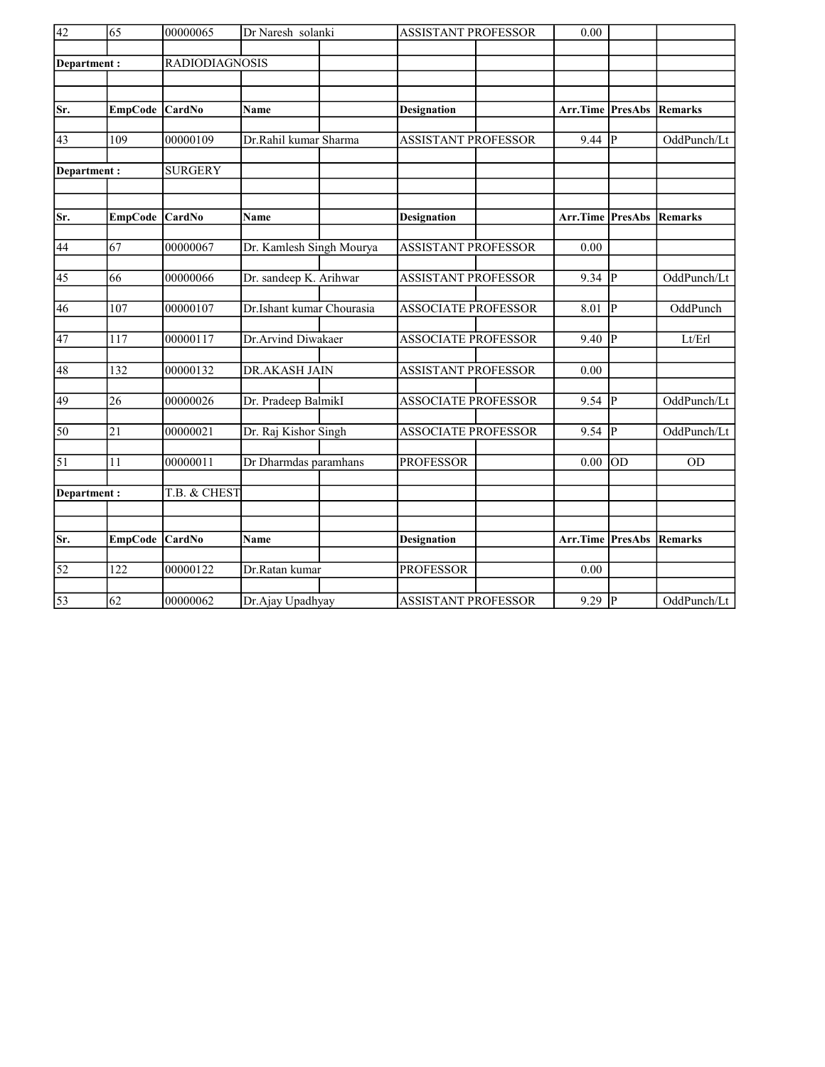| | | | | | | | |
|---|---|---|---|---|---|---|---|
| 42 | 65 | 00000065 | Dr Naresh solanki | ASSISTANT PROFESSOR | 0.00 | | |
| **Department :** | | RADIODIAGNOSIS | | | | | |
| **Sr.** | **EmpCode** | **CardNo** | **Name** | **Designation** | **Arr.Time** | **PresAbs** | **Remarks** |
| 43 | 109 | 00000109 | Dr.Rahil kumar Sharma | ASSISTANT PROFESSOR | 9.44 | P | OddPunch/Lt |
| **Department :** | | SURGERY | | | | | |
| **Sr.** | **EmpCode** | **CardNo** | **Name** | **Designation** | **Arr.Time** | **PresAbs** | **Remarks** |
| 44 | 67 | 00000067 | Dr. Kamlesh Singh Mourya | ASSISTANT PROFESSOR | 0.00 | | |
| 45 | 66 | 00000066 | Dr. sandeep K. Arihwar | ASSISTANT PROFESSOR | 9.34 | P | OddPunch/Lt |
| 46 | 107 | 00000107 | Dr.Ishant kumar Chourasia | ASSOCIATE PROFESSOR | 8.01 | P | OddPunch |
| 47 | 117 | 00000117 | Dr.Arvind Diwakaer | ASSOCIATE PROFESSOR | 9.40 | P | Lt/Erl |
| 48 | 132 | 00000132 | DR.AKASH JAIN | ASSISTANT PROFESSOR | 0.00 | | |
| 49 | 26 | 00000026 | Dr. Pradeep BalmikI | ASSOCIATE PROFESSOR | 9.54 | P | OddPunch/Lt |
| 50 | 21 | 00000021 | Dr. Raj Kishor Singh | ASSOCIATE PROFESSOR | 9.54 | P | OddPunch/Lt |
| 51 | 11 | 00000011 | Dr Dharmdas paramhans | PROFESSOR | 0.00 | OD | OD |
| **Department :** | | T.B. & CHEST | | | | | |
| **Sr.** | **EmpCode** | **CardNo** | **Name** | **Designation** | **Arr.Time** | **PresAbs** | **Remarks** |
| 52 | 122 | 00000122 | Dr.Ratan kumar | PROFESSOR | 0.00 | | |
| 53 | 62 | 00000062 | Dr.Ajay Upadhyay | ASSISTANT PROFESSOR | 9.29 | P | OddPunch/Lt |